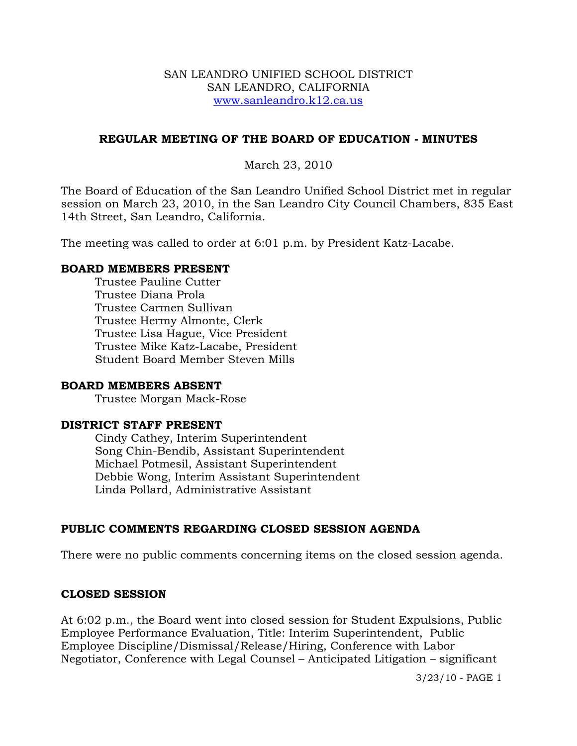SAN LEANDRO UNIFIED SCHOOL DISTRICT
SAN LEANDRO, CALIFORNIA
www.sanleandro.k12.ca.us

## REGULAR MEETING OF THE BOARD OF EDUCATION - MINUTES

March 23, 2010

The Board of Education of the San Leandro Unified School District met in regular session on March 23, 2010, in the San Leandro City Council Chambers, 835 East 14th Street, San Leandro, California.

The meeting was called to order at 6:01 p.m. by President Katz-Lacabe.

### BOARD MEMBERS PRESENT

Trustee Pauline Cutter
Trustee Diana Prola
Trustee Carmen Sullivan
Trustee Hermy Almonte, Clerk
Trustee Lisa Hague, Vice President
Trustee Mike Katz-Lacabe, President
Student Board Member Steven Mills

### BOARD MEMBERS ABSENT

Trustee Morgan Mack-Rose

### DISTRICT STAFF PRESENT

Cindy Cathey, Interim Superintendent
Song Chin-Bendib, Assistant Superintendent
Michael Potmesil, Assistant Superintendent
Debbie Wong, Interim Assistant Superintendent
Linda Pollard, Administrative Assistant

### PUBLIC COMMENTS REGARDING CLOSED SESSION AGENDA

There were no public comments concerning items on the closed session agenda.

### CLOSED SESSION

At 6:02 p.m., the Board went into closed session for Student Expulsions, Public Employee Performance Evaluation, Title: Interim Superintendent, Public Employee Discipline/Dismissal/Release/Hiring, Conference with Labor Negotiator, Conference with Legal Counsel – Anticipated Litigation – significant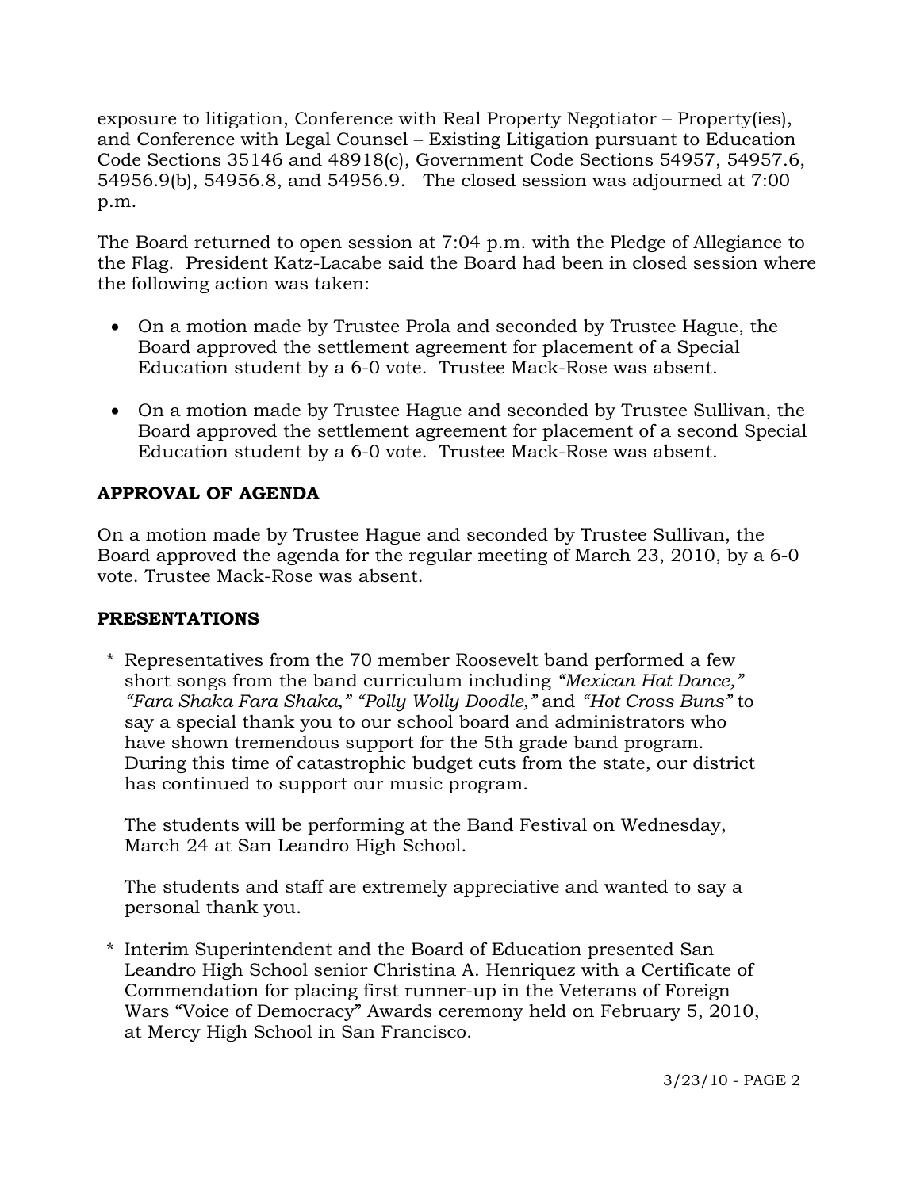exposure to litigation, Conference with Real Property Negotiator – Property(ies), and Conference with Legal Counsel – Existing Litigation pursuant to Education Code Sections 35146 and 48918(c), Government Code Sections 54957, 54957.6, 54956.9(b), 54956.8, and 54956.9. The closed session was adjourned at 7:00 p.m.

The Board returned to open session at 7:04 p.m. with the Pledge of Allegiance to the Flag. President Katz-Lacabe said the Board had been in closed session where the following action was taken:

- On a motion made by Trustee Prola and seconded by Trustee Hague, the Board approved the settlement agreement for placement of a Special Education student by a 6-0 vote. Trustee Mack-Rose was absent.
- On a motion made by Trustee Hague and seconded by Trustee Sullivan, the Board approved the settlement agreement for placement of a second Special Education student by a 6-0 vote. Trustee Mack-Rose was absent.

**APPROVAL OF AGENDA**

On a motion made by Trustee Hague and seconded by Trustee Sullivan, the Board approved the agenda for the regular meeting of March 23, 2010, by a 6-0 vote. Trustee Mack-Rose was absent.

**PRESENTATIONS**

\* Representatives from the 70 member Roosevelt band performed a few short songs from the band curriculum including *"Mexican Hat Dance," "Fara Shaka Fara Shaka," "Polly Wolly Doodle,"* and *"Hot Cross Buns"* to say a special thank you to our school board and administrators who have shown tremendous support for the 5th grade band program. During this time of catastrophic budget cuts from the state, our district has continued to support our music program.

The students will be performing at the Band Festival on Wednesday, March 24 at San Leandro High School.

The students and staff are extremely appreciative and wanted to say a personal thank you.

\* Interim Superintendent and the Board of Education presented San Leandro High School senior Christina A. Henriquez with a Certificate of Commendation for placing first runner-up in the Veterans of Foreign Wars "Voice of Democracy" Awards ceremony held on February 5, 2010, at Mercy High School in San Francisco.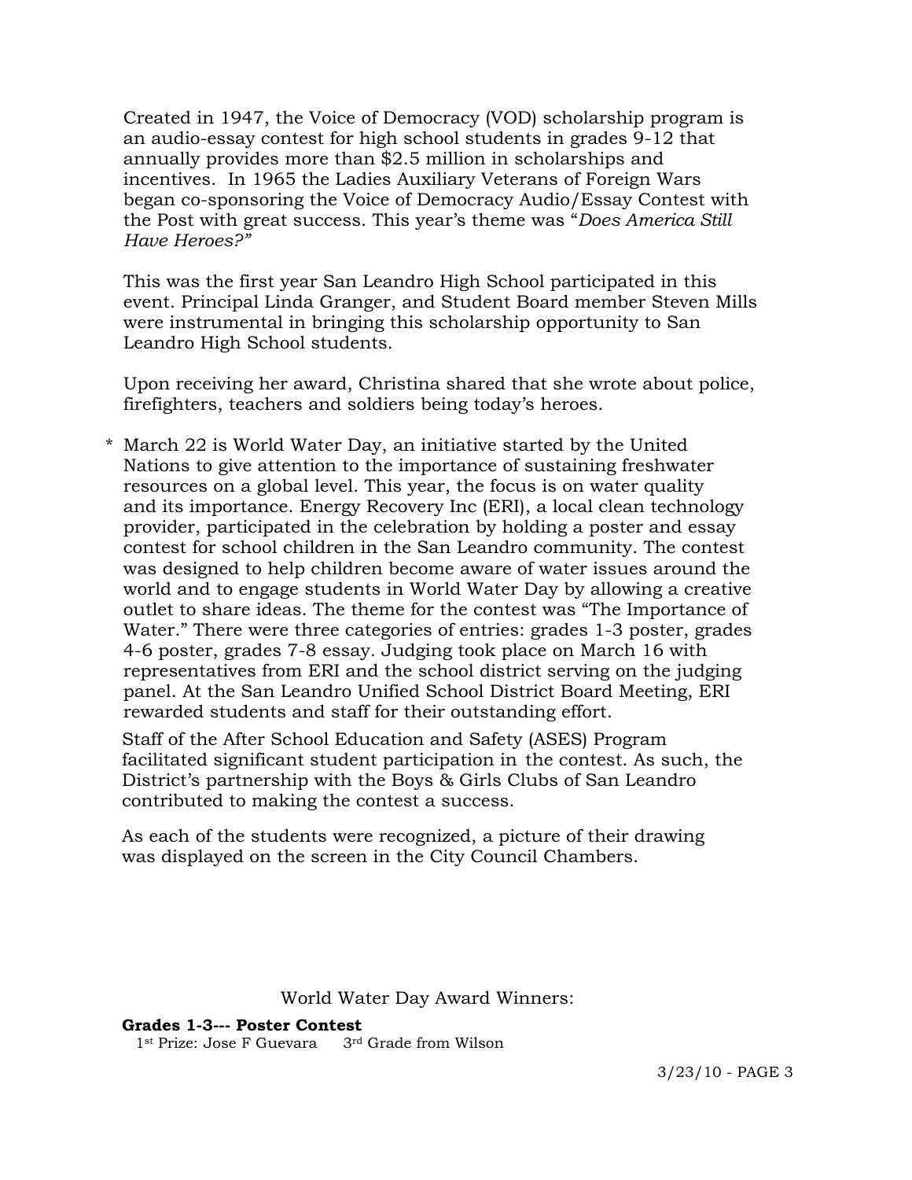Created in 1947, the Voice of Democracy (VOD) scholarship program is an audio-essay contest for high school students in grades 9-12 that annually provides more than $2.5 million in scholarships and incentives. In 1965 the Ladies Auxiliary Veterans of Foreign Wars began co-sponsoring the Voice of Democracy Audio/Essay Contest with the Post with great success. This year's theme was "*Does America Still Have Heroes?"*

This was the first year San Leandro High School participated in this event. Principal Linda Granger, and Student Board member Steven Mills were instrumental in bringing this scholarship opportunity to San Leandro High School students.

Upon receiving her award, Christina shared that she wrote about police, firefighters, teachers and soldiers being today's heroes.

\* March 22 is World Water Day, an initiative started by the United Nations to give attention to the importance of sustaining freshwater resources on a global level. This year, the focus is on water quality and its importance. Energy Recovery Inc (ERI), a local clean technology provider, participated in the celebration by holding a poster and essay contest for school children in the San Leandro community. The contest was designed to help children become aware of water issues around the world and to engage students in World Water Day by allowing a creative outlet to share ideas. The theme for the contest was "The Importance of Water." There were three categories of entries: grades 1-3 poster, grades 4-6 poster, grades 7-8 essay. Judging took place on March 16 with representatives from ERI and the school district serving on the judging panel. At the San Leandro Unified School District Board Meeting, ERI rewarded students and staff for their outstanding effort.

Staff of the After School Education and Safety (ASES) Program facilitated significant student participation in the contest. As such, the District's partnership with the Boys & Girls Clubs of San Leandro contributed to making the contest a success.

As each of the students were recognized, a picture of their drawing was displayed on the screen in the City Council Chambers.

World Water Day Award Winners:

**Grades 1-3--- Poster Contest**

1st Prize: Jose F Guevara 3rd Grade from Wilson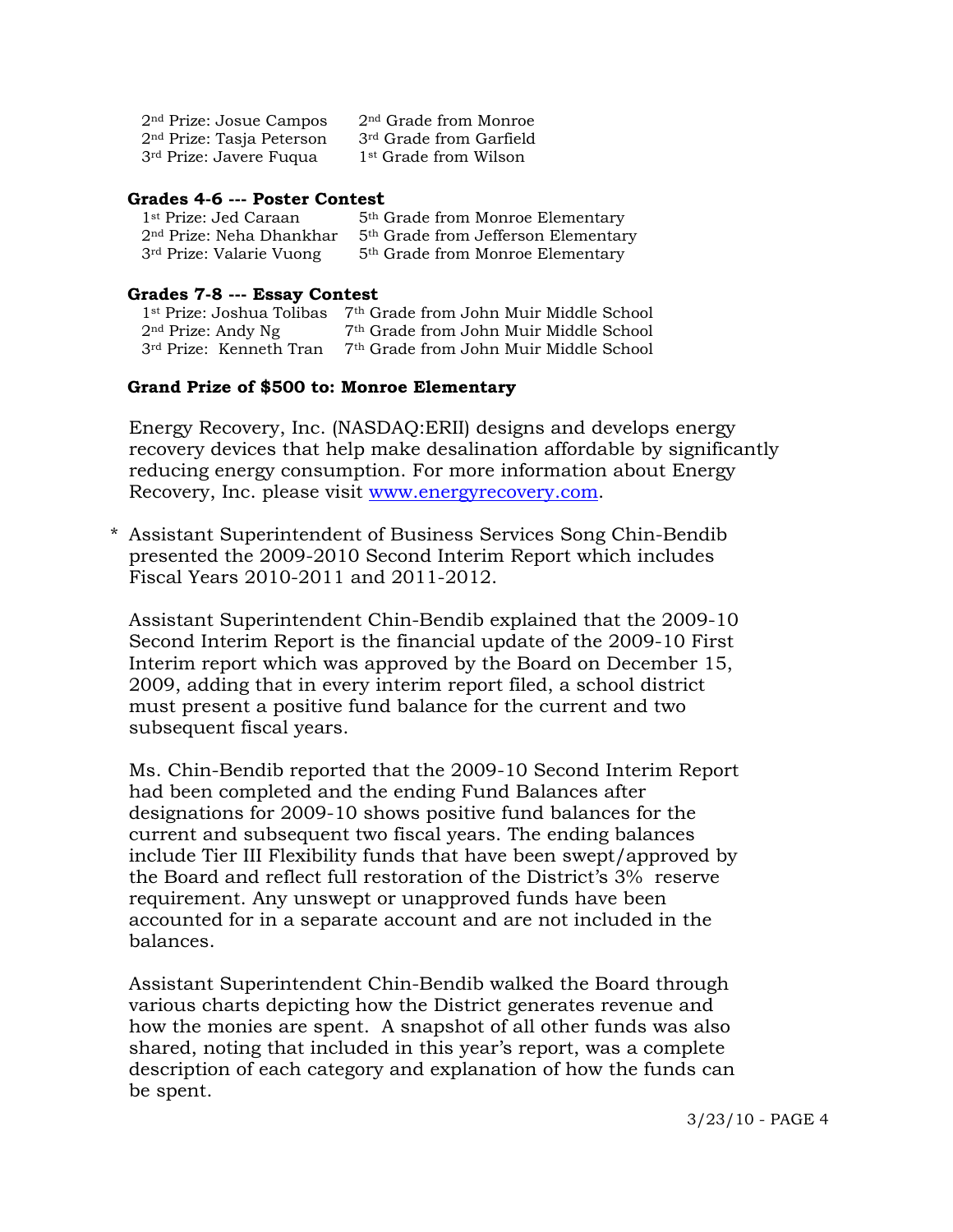2nd Prize: Josue Campos — 2nd Grade from Monroe
2nd Prize: Tasja Peterson — 3rd Grade from Garfield
3rd Prize: Javere Fuqua — 1st Grade from Wilson

**Grades 4-6 --- Poster Contest**

1st Prize: Jed Caraan — 5th Grade from Monroe Elementary
2nd Prize: Neha Dhankhar — 5th Grade from Jefferson Elementary
3rd Prize: Valarie Vuong — 5th Grade from Monroe Elementary

**Grades 7-8 --- Essay Contest**

1st Prize: Joshua Tolibas — 7th Grade from John Muir Middle School
2nd Prize: Andy Ng — 7th Grade from John Muir Middle School
3rd Prize: Kenneth Tran — 7th Grade from John Muir Middle School

**Grand Prize of $500 to: Monroe Elementary**

Energy Recovery, Inc. (NASDAQ:ERII) designs and develops energy recovery devices that help make desalination affordable by significantly reducing energy consumption. For more information about Energy Recovery, Inc. please visit www.energyrecovery.com.

* Assistant Superintendent of Business Services Song Chin-Bendib presented the 2009-2010 Second Interim Report which includes Fiscal Years 2010-2011 and 2011-2012.

Assistant Superintendent Chin-Bendib explained that the 2009-10 Second Interim Report is the financial update of the 2009-10 First Interim report which was approved by the Board on December 15, 2009, adding that in every interim report filed, a school district must present a positive fund balance for the current and two subsequent fiscal years.

Ms. Chin-Bendib reported that the 2009-10 Second Interim Report had been completed and the ending Fund Balances after designations for 2009-10 shows positive fund balances for the current and subsequent two fiscal years. The ending balances include Tier III Flexibility funds that have been swept/approved by the Board and reflect full restoration of the District's 3% reserve requirement. Any unswept or unapproved funds have been accounted for in a separate account and are not included in the balances.

Assistant Superintendent Chin-Bendib walked the Board through various charts depicting how the District generates revenue and how the monies are spent. A snapshot of all other funds was also shared, noting that included in this year's report, was a complete description of each category and explanation of how the funds can be spent.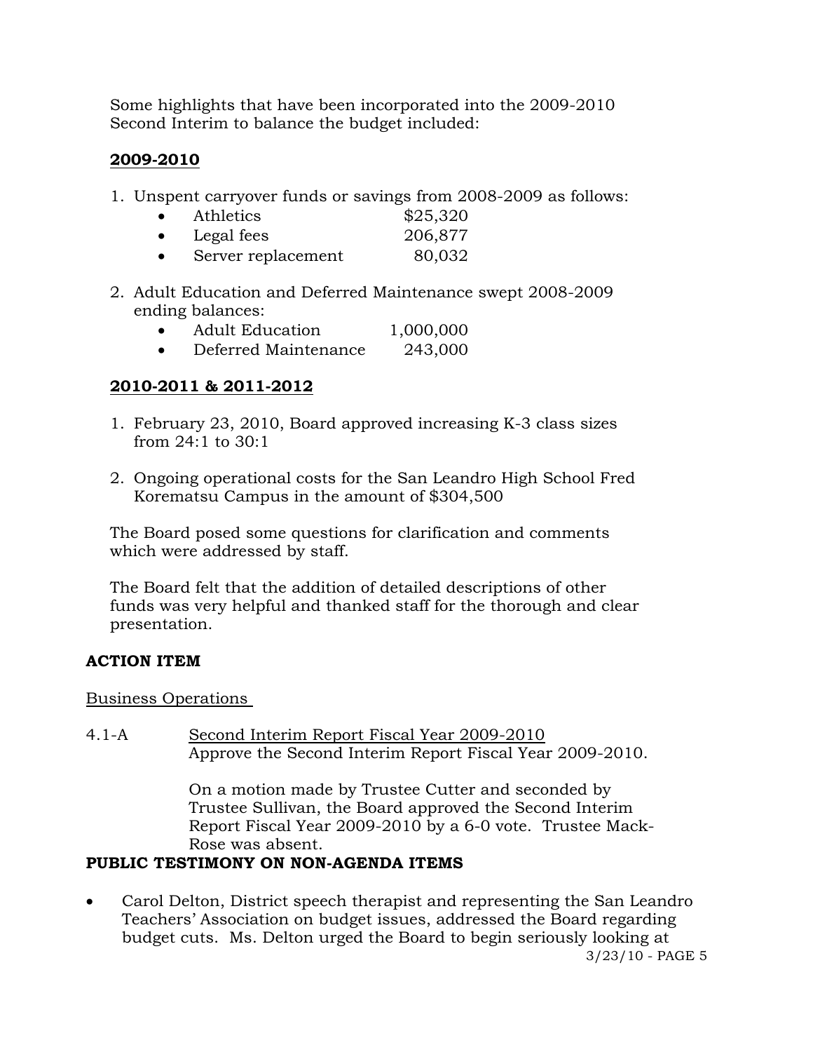Some highlights that have been incorporated into the 2009-2010 Second Interim to balance the budget included:

**2009-2010**

1. Unspent carryover funds or savings from 2008-2009 as follows:
   - Athletics $25,320
   - Legal fees 206,877
   - Server replacement 80,032

2. Adult Education and Deferred Maintenance swept 2008-2009 ending balances:
   - Adult Education 1,000,000
   - Deferred Maintenance 243,000

**2010-2011 & 2011-2012**

1. February 23, 2010, Board approved increasing K-3 class sizes from 24:1 to 30:1

2. Ongoing operational costs for the San Leandro High School Fred Korematsu Campus in the amount of $304,500

The Board posed some questions for clarification and comments which were addressed by staff.

The Board felt that the addition of detailed descriptions of other funds was very helpful and thanked staff for the thorough and clear presentation.

**ACTION ITEM**

Business Operations

4.1-A Second Interim Report Fiscal Year 2009-2010
Approve the Second Interim Report Fiscal Year 2009-2010.

On a motion made by Trustee Cutter and seconded by Trustee Sullivan, the Board approved the Second Interim Report Fiscal Year 2009-2010 by a 6-0 vote. Trustee Mack-Rose was absent.

**PUBLIC TESTIMONY ON NON-AGENDA ITEMS**

- Carol Delton, District speech therapist and representing the San Leandro Teachers' Association on budget issues, addressed the Board regarding budget cuts. Ms. Delton urged the Board to begin seriously looking at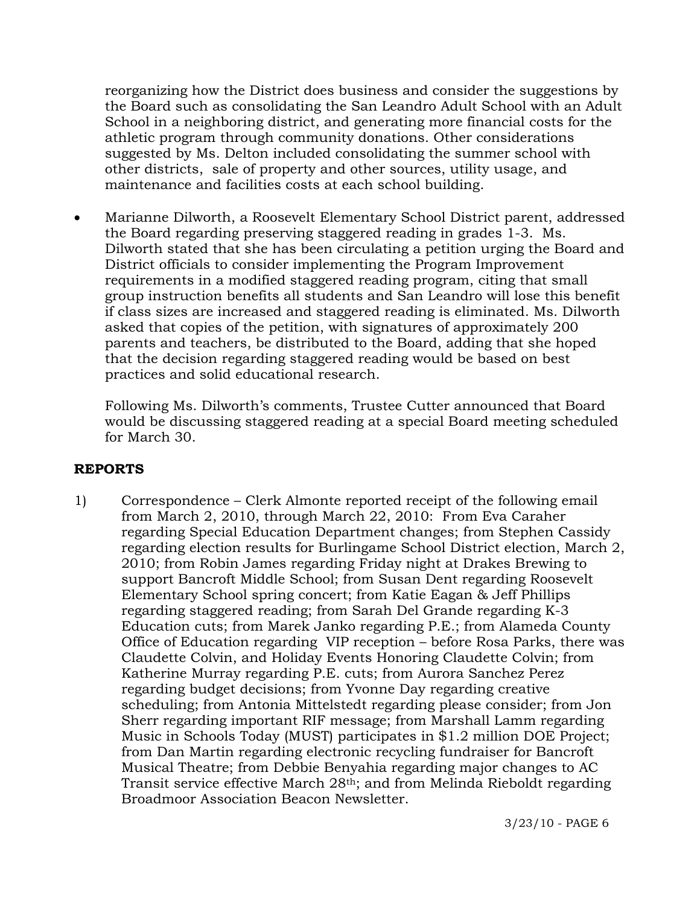reorganizing how the District does business and consider the suggestions by the Board such as consolidating the San Leandro Adult School with an Adult School in a neighboring district, and generating more financial costs for the athletic program through community donations. Other considerations suggested by Ms. Delton included consolidating the summer school with other districts, sale of property and other sources, utility usage, and maintenance and facilities costs at each school building.

- Marianne Dilworth, a Roosevelt Elementary School District parent, addressed the Board regarding preserving staggered reading in grades 1-3. Ms. Dilworth stated that she has been circulating a petition urging the Board and District officials to consider implementing the Program Improvement requirements in a modified staggered reading program, citing that small group instruction benefits all students and San Leandro will lose this benefit if class sizes are increased and staggered reading is eliminated. Ms. Dilworth asked that copies of the petition, with signatures of approximately 200 parents and teachers, be distributed to the Board, adding that she hoped that the decision regarding staggered reading would be based on best practices and solid educational research.

  Following Ms. Dilworth's comments, Trustee Cutter announced that Board would be discussing staggered reading at a special Board meeting scheduled for March 30.

## REPORTS

1) Correspondence – Clerk Almonte reported receipt of the following email from March 2, 2010, through March 22, 2010: From Eva Caraher regarding Special Education Department changes; from Stephen Cassidy regarding election results for Burlingame School District election, March 2, 2010; from Robin James regarding Friday night at Drakes Brewing to support Bancroft Middle School; from Susan Dent regarding Roosevelt Elementary School spring concert; from Katie Eagan & Jeff Phillips regarding staggered reading; from Sarah Del Grande regarding K-3 Education cuts; from Marek Janko regarding P.E.; from Alameda County Office of Education regarding VIP reception – before Rosa Parks, there was Claudette Colvin, and Holiday Events Honoring Claudette Colvin; from Katherine Murray regarding P.E. cuts; from Aurora Sanchez Perez regarding budget decisions; from Yvonne Day regarding creative scheduling; from Antonia Mittelstedt regarding please consider; from Jon Sherr regarding important RIF message; from Marshall Lamm regarding Music in Schools Today (MUST) participates in $1.2 million DOE Project; from Dan Martin regarding electronic recycling fundraiser for Bancroft Musical Theatre; from Debbie Benyahia regarding major changes to AC Transit service effective March 28th; and from Melinda Rieboldt regarding Broadmoor Association Beacon Newsletter.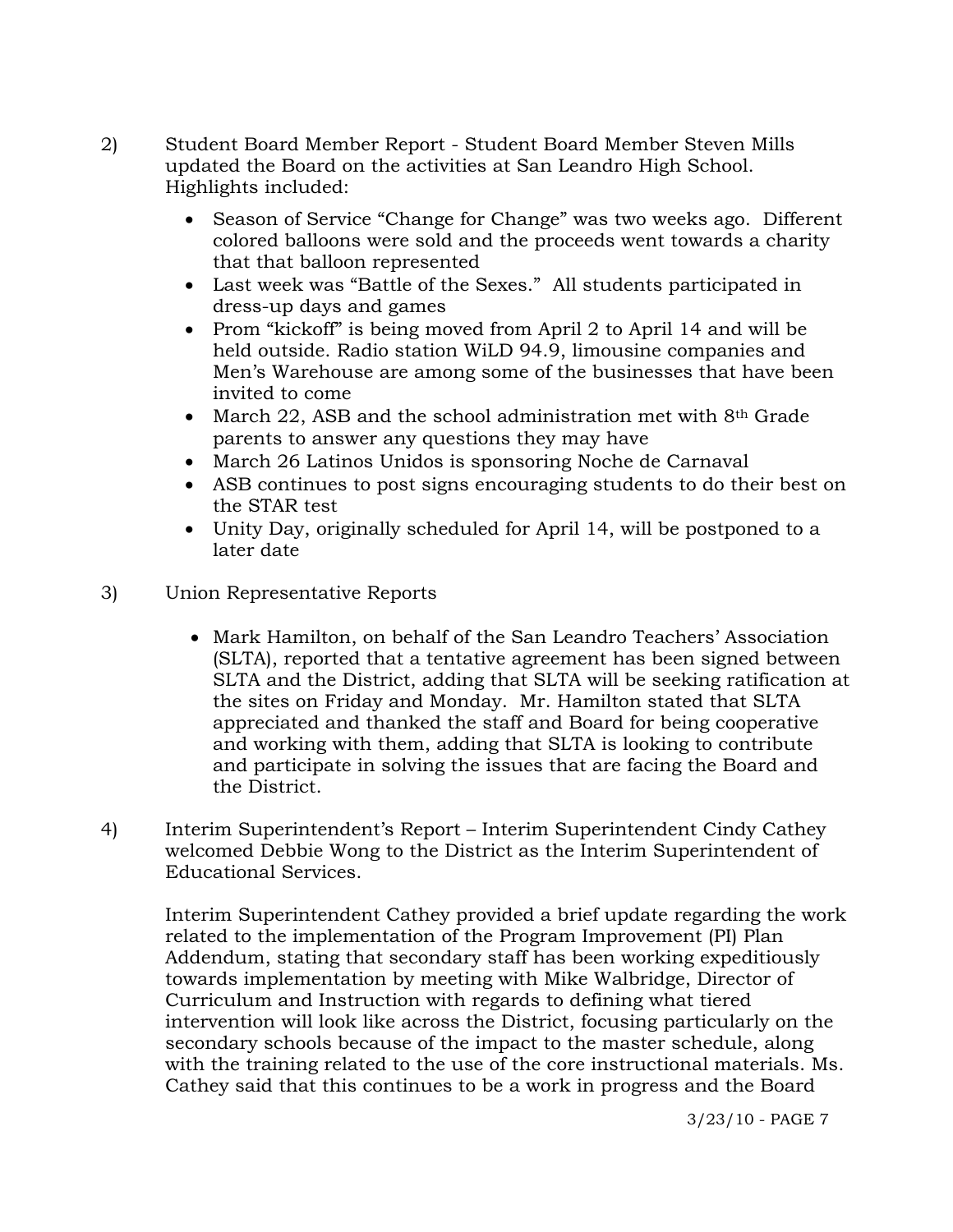2) Student Board Member Report - Student Board Member Steven Mills updated the Board on the activities at San Leandro High School. Highlights included:

- Season of Service "Change for Change" was two weeks ago. Different colored balloons were sold and the proceeds went towards a charity that that balloon represented
- Last week was "Battle of the Sexes." All students participated in dress-up days and games
- Prom "kickoff" is being moved from April 2 to April 14 and will be held outside. Radio station WiLD 94.9, limousine companies and Men's Warehouse are among some of the businesses that have been invited to come
- March 22, ASB and the school administration met with 8th Grade parents to answer any questions they may have
- March 26 Latinos Unidos is sponsoring Noche de Carnaval
- ASB continues to post signs encouraging students to do their best on the STAR test
- Unity Day, originally scheduled for April 14, will be postponed to a later date

3) Union Representative Reports

- Mark Hamilton, on behalf of the San Leandro Teachers' Association (SLTA), reported that a tentative agreement has been signed between SLTA and the District, adding that SLTA will be seeking ratification at the sites on Friday and Monday. Mr. Hamilton stated that SLTA appreciated and thanked the staff and Board for being cooperative and working with them, adding that SLTA is looking to contribute and participate in solving the issues that are facing the Board and the District.

4) Interim Superintendent's Report – Interim Superintendent Cindy Cathey welcomed Debbie Wong to the District as the Interim Superintendent of Educational Services.

Interim Superintendent Cathey provided a brief update regarding the work related to the implementation of the Program Improvement (PI) Plan Addendum, stating that secondary staff has been working expeditiously towards implementation by meeting with Mike Walbridge, Director of Curriculum and Instruction with regards to defining what tiered intervention will look like across the District, focusing particularly on the secondary schools because of the impact to the master schedule, along with the training related to the use of the core instructional materials. Ms. Cathey said that this continues to be a work in progress and the Board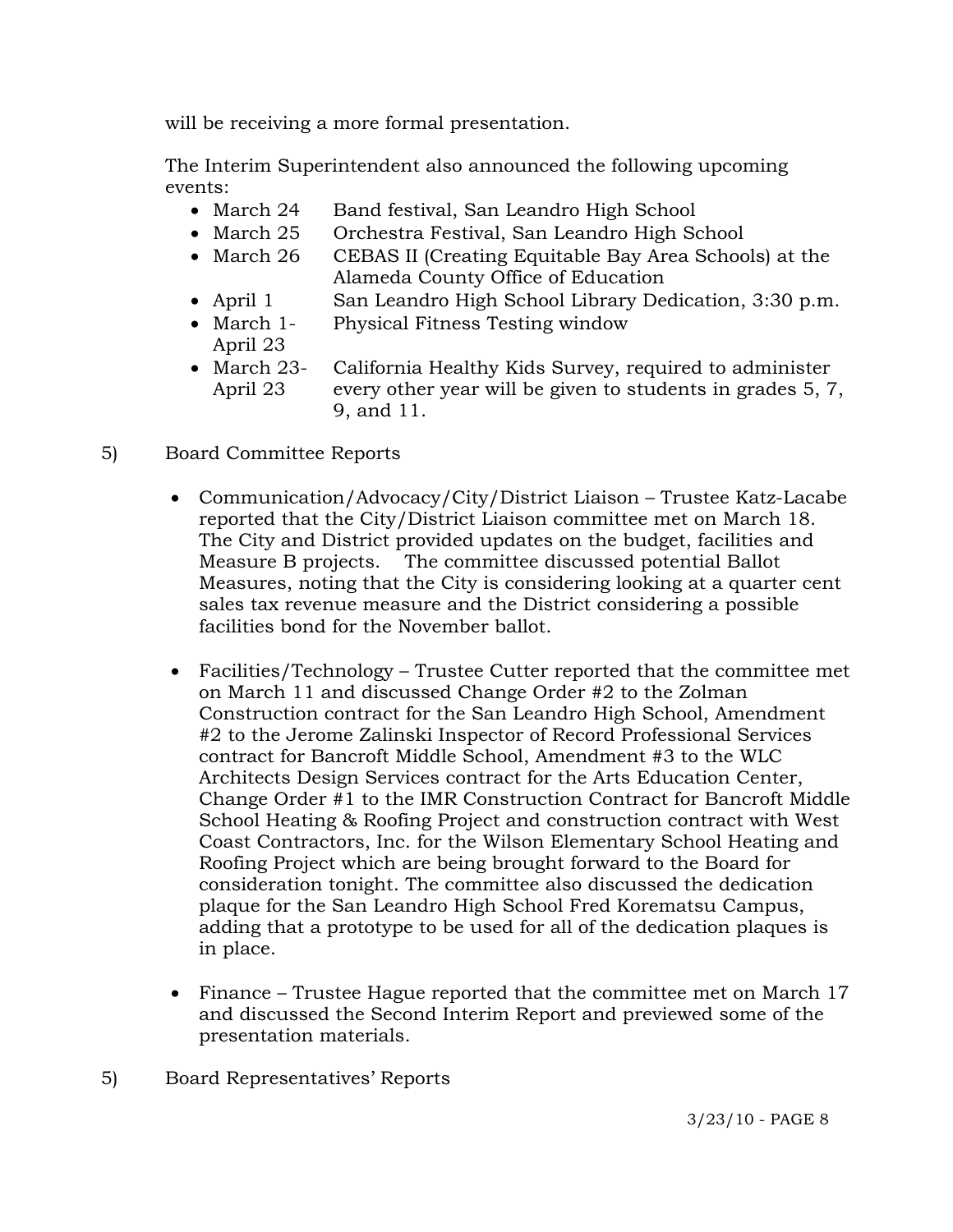will be receiving a more formal presentation.

The Interim Superintendent also announced the following upcoming events:

- March 24 Band festival, San Leandro High School
- March 25 Orchestra Festival, San Leandro High School
- March 26 CEBAS II (Creating Equitable Bay Area Schools) at the Alameda County Office of Education
- April 1 San Leandro High School Library Dedication, 3:30 p.m.
- March 1-April 23 Physical Fitness Testing window
- March 23-April 23 California Healthy Kids Survey, required to administer every other year will be given to students in grades 5, 7, 9, and 11.

5) Board Committee Reports

- Communication/Advocacy/City/District Liaison – Trustee Katz-Lacabe reported that the City/District Liaison committee met on March 18. The City and District provided updates on the budget, facilities and Measure B projects. The committee discussed potential Ballot Measures, noting that the City is considering looking at a quarter cent sales tax revenue measure and the District considering a possible facilities bond for the November ballot.

- Facilities/Technology – Trustee Cutter reported that the committee met on March 11 and discussed Change Order #2 to the Zolman Construction contract for the San Leandro High School, Amendment #2 to the Jerome Zalinski Inspector of Record Professional Services contract for Bancroft Middle School, Amendment #3 to the WLC Architects Design Services contract for the Arts Education Center, Change Order #1 to the IMR Construction Contract for Bancroft Middle School Heating & Roofing Project and construction contract with West Coast Contractors, Inc. for the Wilson Elementary School Heating and Roofing Project which are being brought forward to the Board for consideration tonight. The committee also discussed the dedication plaque for the San Leandro High School Fred Korematsu Campus, adding that a prototype to be used for all of the dedication plaques is in place.

- Finance – Trustee Hague reported that the committee met on March 17 and discussed the Second Interim Report and previewed some of the presentation materials.

5) Board Representatives' Reports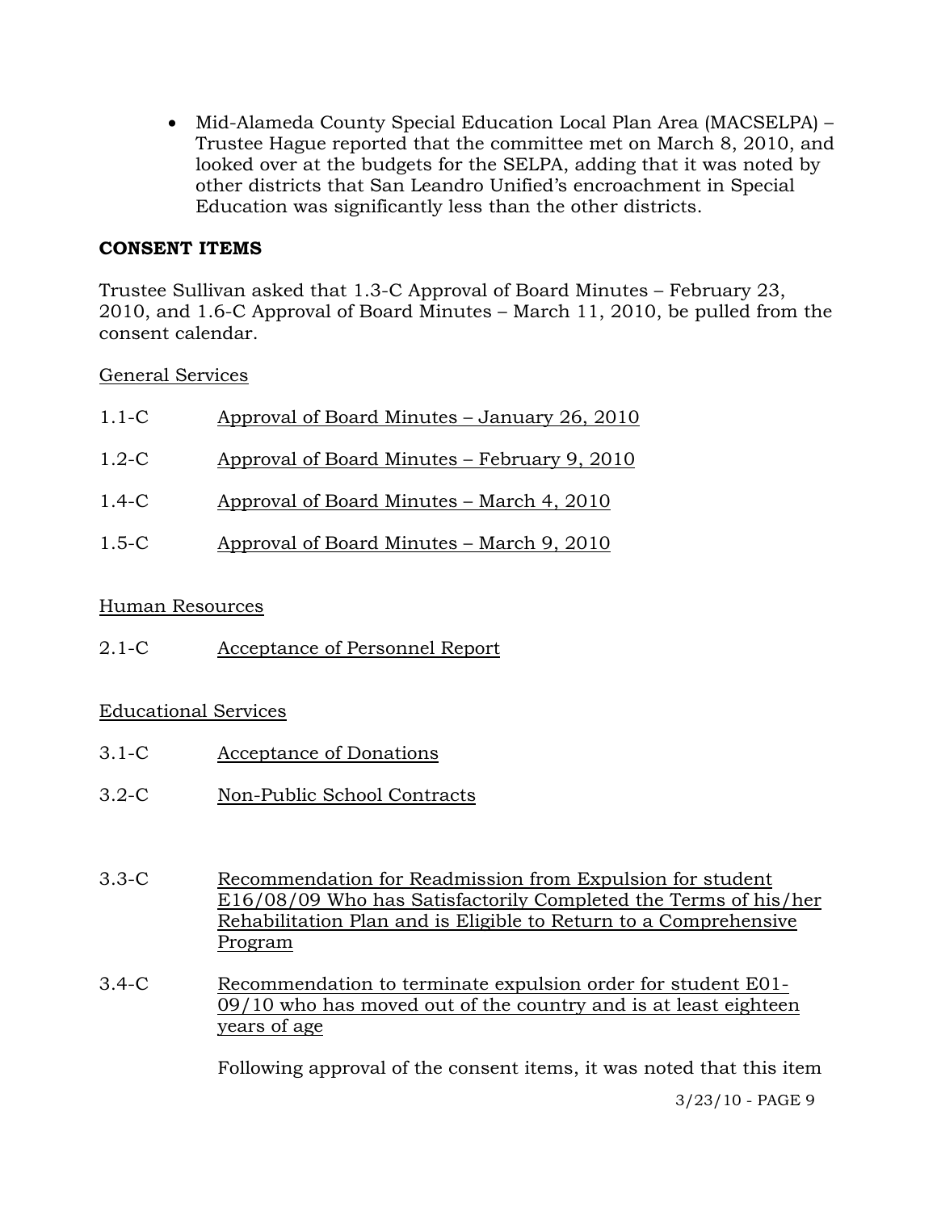- Mid-Alameda County Special Education Local Plan Area (MACSELPA) – Trustee Hague reported that the committee met on March 8, 2010, and looked over at the budgets for the SELPA, adding that it was noted by other districts that San Leandro Unified's encroachment in Special Education was significantly less than the other districts.

**CONSENT ITEMS**

Trustee Sullivan asked that 1.3-C Approval of Board Minutes – February 23, 2010, and 1.6-C Approval of Board Minutes – March 11, 2010, be pulled from the consent calendar.

<u>General Services</u>

1.1-C <u>Approval of Board Minutes – January 26, 2010</u>

1.2-C <u>Approval of Board Minutes – February 9, 2010</u>

1.4-C <u>Approval of Board Minutes – March 4, 2010</u>

1.5-C <u>Approval of Board Minutes – March 9, 2010</u>

<u>Human Resources</u>

2.1-C <u>Acceptance of Personnel Report</u>

<u>Educational Services</u>

3.1-C <u>Acceptance of Donations</u>

3.2-C <u>Non-Public School Contracts</u>

3.3-C <u>Recommendation for Readmission from Expulsion for student E16/08/09 Who has Satisfactorily Completed the Terms of his/her Rehabilitation Plan and is Eligible to Return to a Comprehensive Program</u>

3.4-C <u>Recommendation to terminate expulsion order for student E01-09/10 who has moved out of the country and is at least eighteen years of age</u>

Following approval of the consent items, it was noted that this item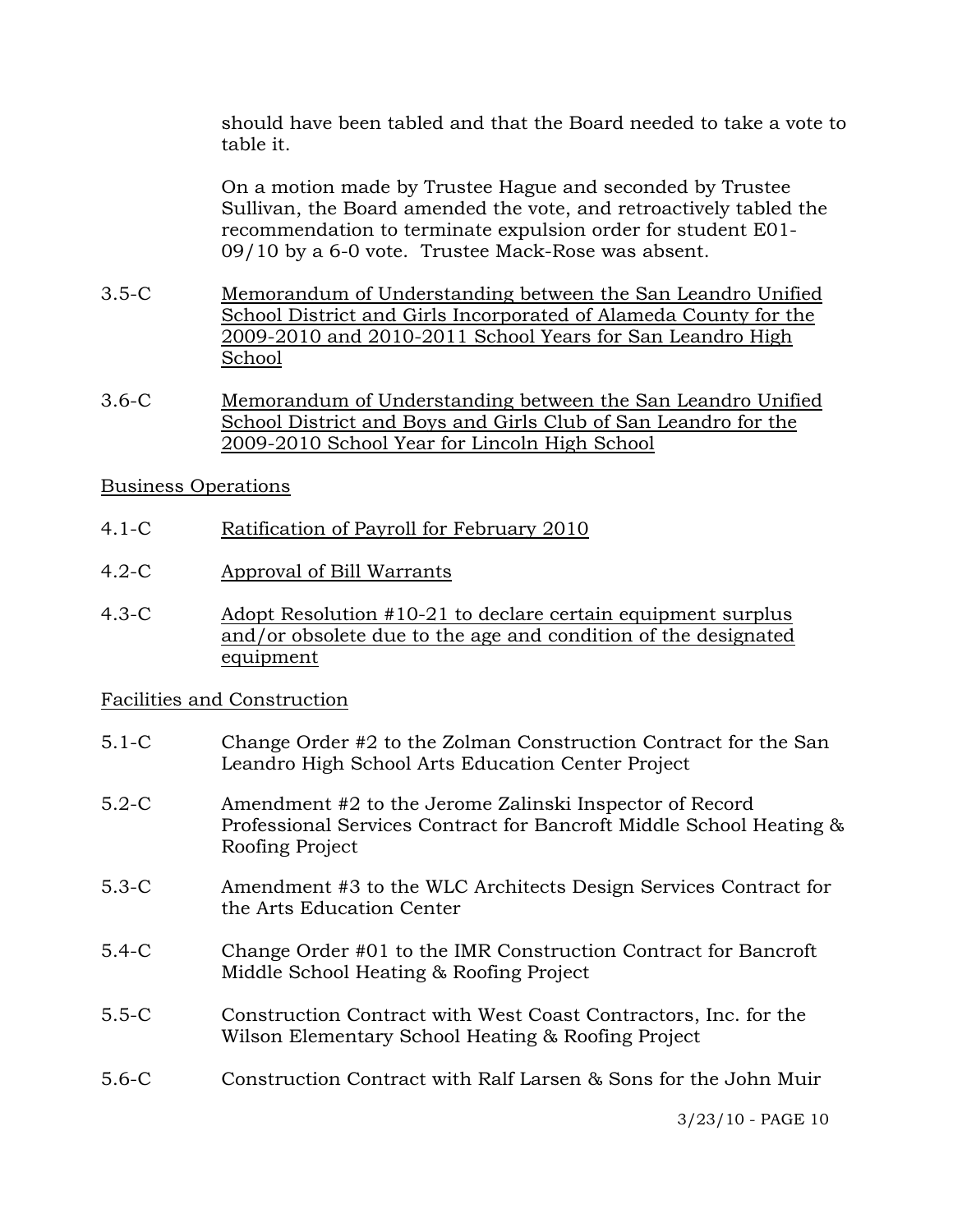should have been tabled and that the Board needed to take a vote to table it.

On a motion made by Trustee Hague and seconded by Trustee Sullivan, the Board amended the vote, and retroactively tabled the recommendation to terminate expulsion order for student E01-09/10 by a 6-0 vote. Trustee Mack-Rose was absent.

3.5-C <u>Memorandum of Understanding between the San Leandro Unified School District and Girls Incorporated of Alameda County for the 2009-2010 and 2010-2011 School Years for San Leandro High School</u>

3.6-C <u>Memorandum of Understanding between the San Leandro Unified School District and Boys and Girls Club of San Leandro for the 2009-2010 School Year for Lincoln High School</u>

<u>Business Operations</u>

4.1-C <u>Ratification of Payroll for February 2010</u>

4.2-C <u>Approval of Bill Warrants</u>

4.3-C <u>Adopt Resolution #10-21 to declare certain equipment surplus and/or obsolete due to the age and condition of the designated equipment</u>

<u>Facilities and Construction</u>

5.1-C Change Order #2 to the Zolman Construction Contract for the San Leandro High School Arts Education Center Project

5.2-C Amendment #2 to the Jerome Zalinski Inspector of Record Professional Services Contract for Bancroft Middle School Heating & Roofing Project

5.3-C Amendment #3 to the WLC Architects Design Services Contract for the Arts Education Center

5.4-C Change Order #01 to the IMR Construction Contract for Bancroft Middle School Heating & Roofing Project

5.5-C Construction Contract with West Coast Contractors, Inc. for the Wilson Elementary School Heating & Roofing Project

5.6-C Construction Contract with Ralf Larsen & Sons for the John Muir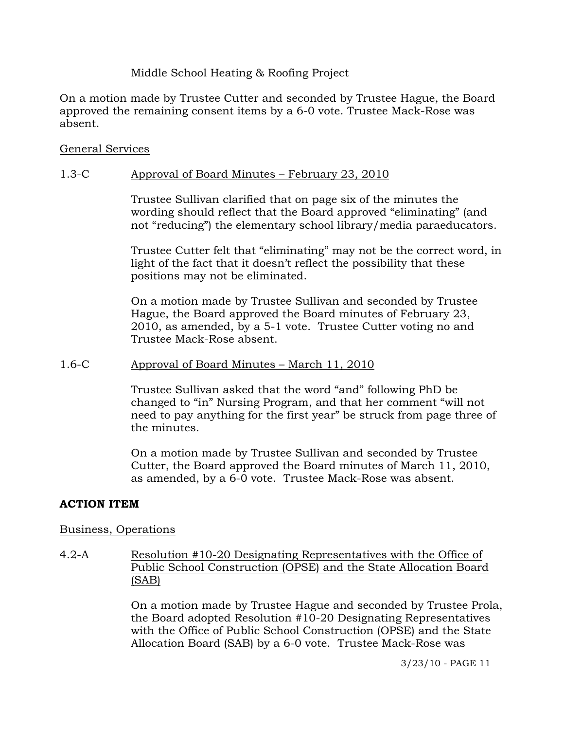Middle School Heating & Roofing Project

On a motion made by Trustee Cutter and seconded by Trustee Hague, the Board approved the remaining consent items by a 6-0 vote. Trustee Mack-Rose was absent.

General Services

1.3-C Approval of Board Minutes – February 23, 2010

Trustee Sullivan clarified that on page six of the minutes the wording should reflect that the Board approved "eliminating" (and not "reducing") the elementary school library/media paraeducators.

Trustee Cutter felt that "eliminating" may not be the correct word, in light of the fact that it doesn't reflect the possibility that these positions may not be eliminated.

On a motion made by Trustee Sullivan and seconded by Trustee Hague, the Board approved the Board minutes of February 23, 2010, as amended, by a 5-1 vote. Trustee Cutter voting no and Trustee Mack-Rose absent.

1.6-C Approval of Board Minutes – March 11, 2010

Trustee Sullivan asked that the word "and" following PhD be changed to "in" Nursing Program, and that her comment "will not need to pay anything for the first year" be struck from page three of the minutes.

On a motion made by Trustee Sullivan and seconded by Trustee Cutter, the Board approved the Board minutes of March 11, 2010, as amended, by a 6-0 vote. Trustee Mack-Rose was absent.

**ACTION ITEM**

Business, Operations

4.2-A Resolution #10-20 Designating Representatives with the Office of Public School Construction (OPSE) and the State Allocation Board (SAB)

On a motion made by Trustee Hague and seconded by Trustee Prola, the Board adopted Resolution #10-20 Designating Representatives with the Office of Public School Construction (OPSE) and the State Allocation Board (SAB) by a 6-0 vote. Trustee Mack-Rose was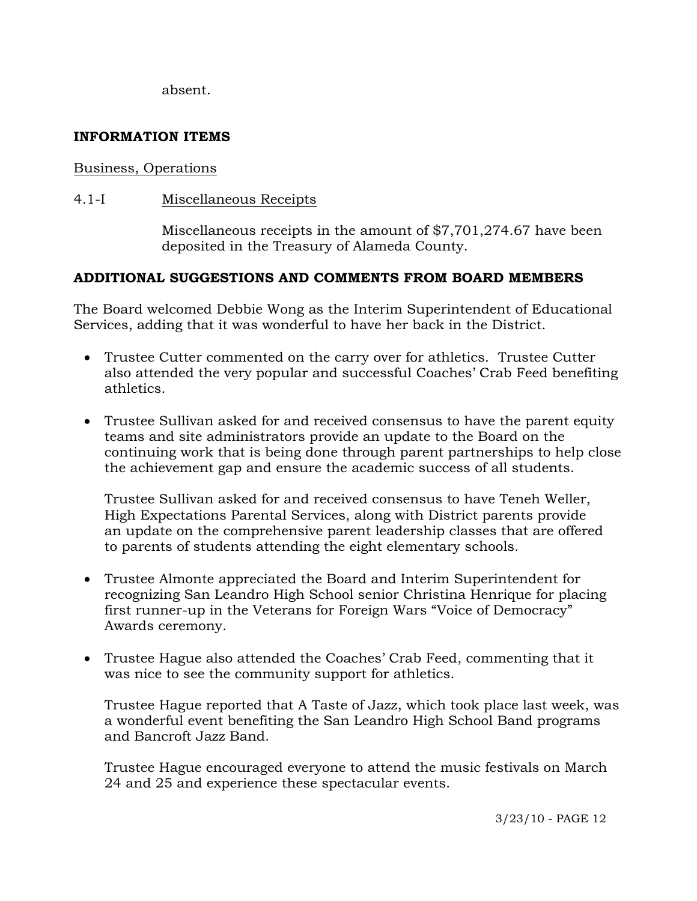absent.

**INFORMATION ITEMS**

Business, Operations

4.1-I Miscellaneous Receipts

Miscellaneous receipts in the amount of $7,701,274.67 have been deposited in the Treasury of Alameda County.

**ADDITIONAL SUGGESTIONS AND COMMENTS FROM BOARD MEMBERS**

The Board welcomed Debbie Wong as the Interim Superintendent of Educational Services, adding that it was wonderful to have her back in the District.

- Trustee Cutter commented on the carry over for athletics. Trustee Cutter also attended the very popular and successful Coaches' Crab Feed benefiting athletics.

- Trustee Sullivan asked for and received consensus to have the parent equity teams and site administrators provide an update to the Board on the continuing work that is being done through parent partnerships to help close the achievement gap and ensure the academic success of all students.

  Trustee Sullivan asked for and received consensus to have Teneh Weller, High Expectations Parental Services, along with District parents provide an update on the comprehensive parent leadership classes that are offered to parents of students attending the eight elementary schools.

- Trustee Almonte appreciated the Board and Interim Superintendent for recognizing San Leandro High School senior Christina Henrique for placing first runner-up in the Veterans for Foreign Wars "Voice of Democracy" Awards ceremony.

- Trustee Hague also attended the Coaches' Crab Feed, commenting that it was nice to see the community support for athletics.

  Trustee Hague reported that A Taste of Jazz, which took place last week, was a wonderful event benefiting the San Leandro High School Band programs and Bancroft Jazz Band.

  Trustee Hague encouraged everyone to attend the music festivals on March 24 and 25 and experience these spectacular events.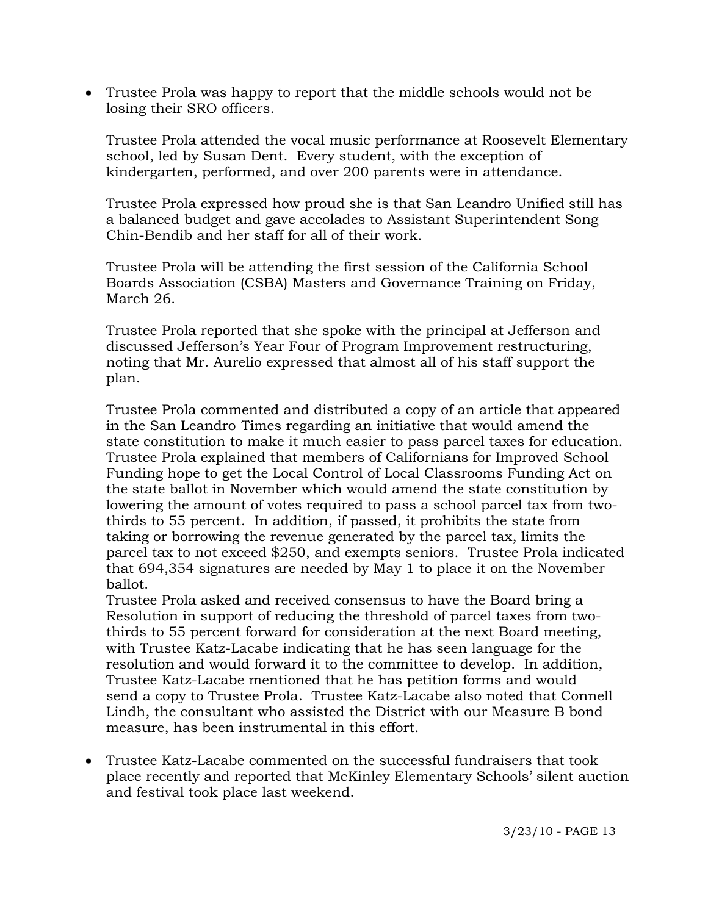- Trustee Prola was happy to report that the middle schools would not be losing their SRO officers.

  Trustee Prola attended the vocal music performance at Roosevelt Elementary school, led by Susan Dent. Every student, with the exception of kindergarten, performed, and over 200 parents were in attendance.

  Trustee Prola expressed how proud she is that San Leandro Unified still has a balanced budget and gave accolades to Assistant Superintendent Song Chin-Bendib and her staff for all of their work.

  Trustee Prola will be attending the first session of the California School Boards Association (CSBA) Masters and Governance Training on Friday, March 26.

  Trustee Prola reported that she spoke with the principal at Jefferson and discussed Jefferson's Year Four of Program Improvement restructuring, noting that Mr. Aurelio expressed that almost all of his staff support the plan.

  Trustee Prola commented and distributed a copy of an article that appeared in the San Leandro Times regarding an initiative that would amend the state constitution to make it much easier to pass parcel taxes for education. Trustee Prola explained that members of Californians for Improved School Funding hope to get the Local Control of Local Classrooms Funding Act on the state ballot in November which would amend the state constitution by lowering the amount of votes required to pass a school parcel tax from two-thirds to 55 percent. In addition, if passed, it prohibits the state from taking or borrowing the revenue generated by the parcel tax, limits the parcel tax to not exceed $250, and exempts seniors. Trustee Prola indicated that 694,354 signatures are needed by May 1 to place it on the November ballot.
  Trustee Prola asked and received consensus to have the Board bring a Resolution in support of reducing the threshold of parcel taxes from two-thirds to 55 percent forward for consideration at the next Board meeting, with Trustee Katz-Lacabe indicating that he has seen language for the resolution and would forward it to the committee to develop. In addition, Trustee Katz-Lacabe mentioned that he has petition forms and would send a copy to Trustee Prola. Trustee Katz-Lacabe also noted that Connell Lindh, the consultant who assisted the District with our Measure B bond measure, has been instrumental in this effort.

- Trustee Katz-Lacabe commented on the successful fundraisers that took place recently and reported that McKinley Elementary Schools' silent auction and festival took place last weekend.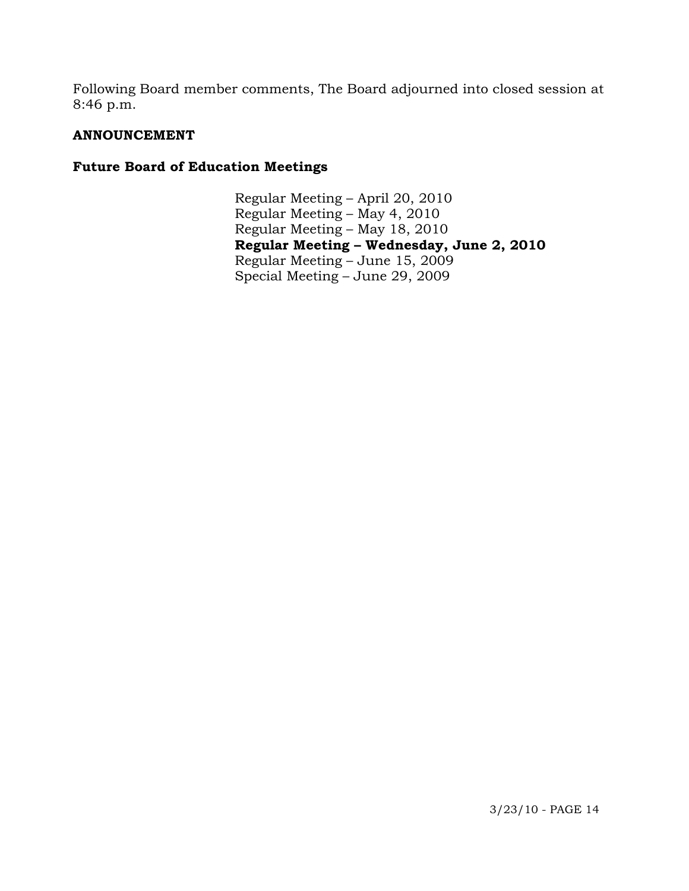Following Board member comments, The Board adjourned into closed session at 8:46 p.m.

**ANNOUNCEMENT**

**Future Board of Education Meetings**

Regular Meeting – April 20, 2010
Regular Meeting – May 4, 2010
Regular Meeting – May 18, 2010
**Regular Meeting – Wednesday, June 2, 2010**
Regular Meeting – June 15, 2009
Special Meeting – June 29, 2009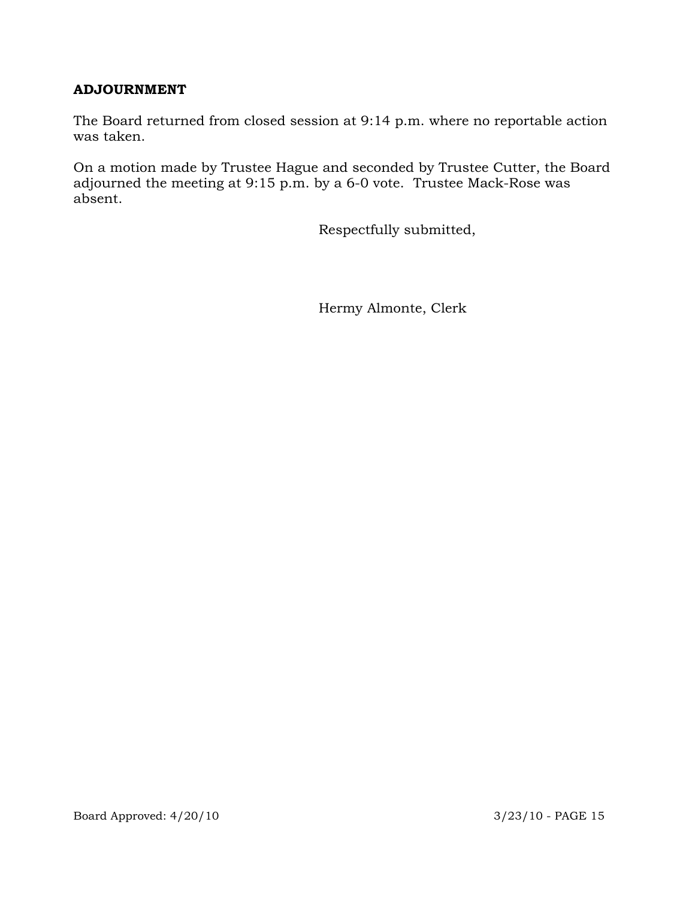**ADJOURNMENT**

The Board returned from closed session at 9:14 p.m. where no reportable action was taken.

On a motion made by Trustee Hague and seconded by Trustee Cutter, the Board adjourned the meeting at 9:15 p.m. by a 6-0 vote. Trustee Mack-Rose was absent.

Respectfully submitted,

Hermy Almonte, Clerk

Board Approved: 4/20/10